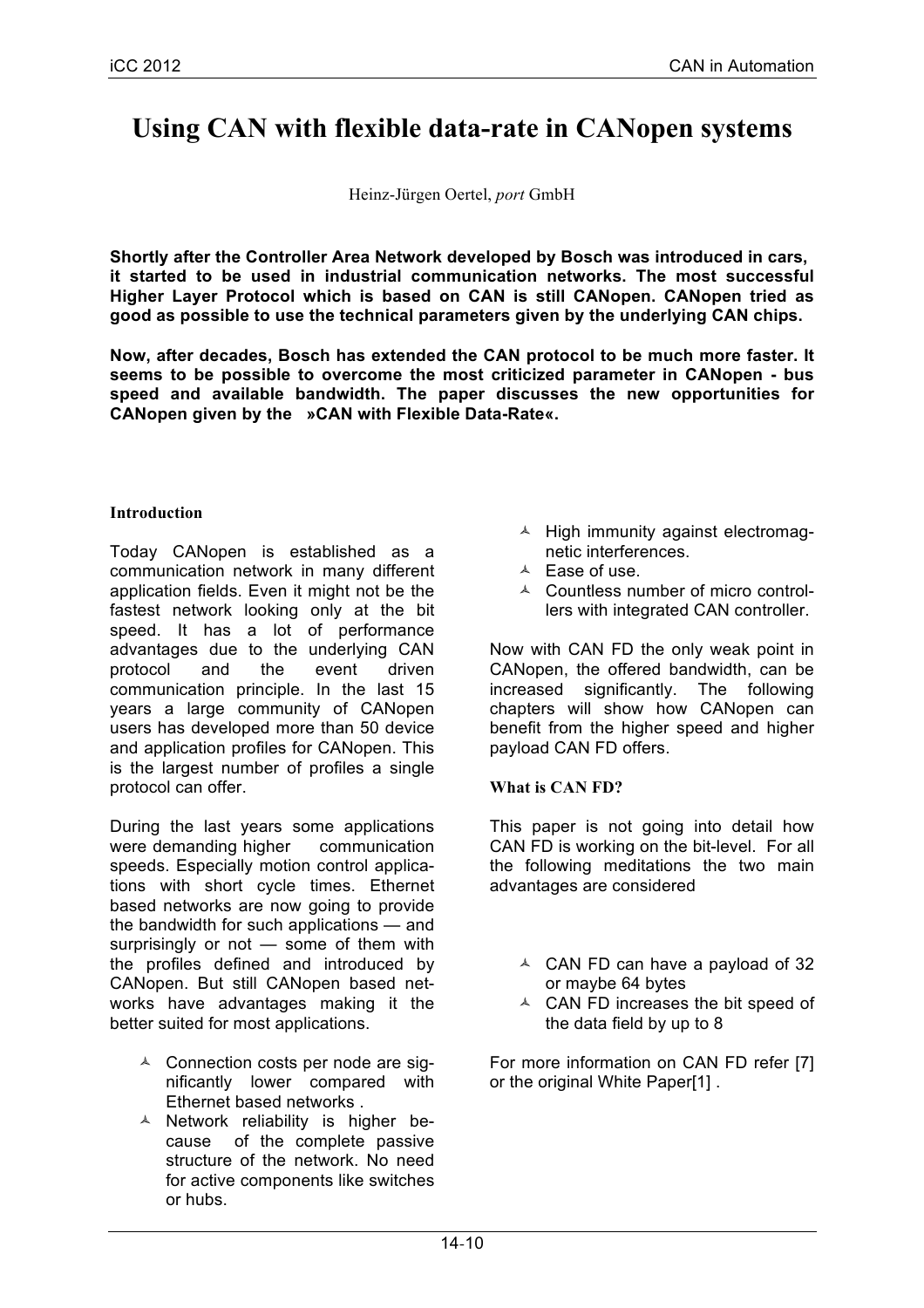# Using CAN with flexible data-rate in CANopen systems

Heinz-Jürgen Oertel, *port* GmbH

**Shortly after the Controller Area Network developed by Bosch was introduced in cars, it started to be used in industrial communication networks. The most successful Higher Layer Protocol which is based on CAN is still CANopen. CANopen tried as good as possible to use the technical parameters given by the underlying CAN chips.**

**Now, after decades, Bosch has extended the CAN protocol to be much more faster. It seems to be possible to overcome the most criticized parameter in CANopen - bus speed and available bandwidth. The paper discusses the new opportunities for CANopen given by the »CAN with Flexible Data-Rate«.**

## Introduction

Today CANopen is established as a communication network in many different application fields. Even it might not be the fastest network looking only at the bit speed. It has a lot of performance advantages due to the underlying CAN protocol and the event driven communication principle. In the last 15 years a large community of CANopen users has developed more than 50 device and application profiles for CANopen. This is the largest number of profiles a single protocol can offer.

During the last years some applications were demanding higher communication speeds. Especially motion control applications with short cycle times. Ethernet based networks are now going to provide the bandwidth for such applications — and surprisingly or not — some of them with the profiles defined and introduced by CANopen. But still CANopen based networks have advantages making it the better suited for most applications.

- Connection costs per node are significantly lower compared with Ethernet based networks .
- Network reliability is higher because of the complete passive structure of the network. No need for active components like switches or hubs.
- High immunity against electromagnetic interferences.
- Ease of use.
- Countless number of micro controllers with integrated CAN controller.

Now with CAN FD the only weak point in CANopen, the offered bandwidth, can be increased significantly. The following chapters will show how CANopen can benefit from the higher speed and higher payload CAN FD offers.

## What is CAN FD?

This paper is not going into detail how CAN FD is working on the bit-level. For all the following meditations the two main advantages are considered

- CAN FD can have a payload of 32 or maybe 64 bytes
- CAN FD increases the bit speed of the data field by up to 8

For more information on CAN FD refer [7] or the original White Paper[1] .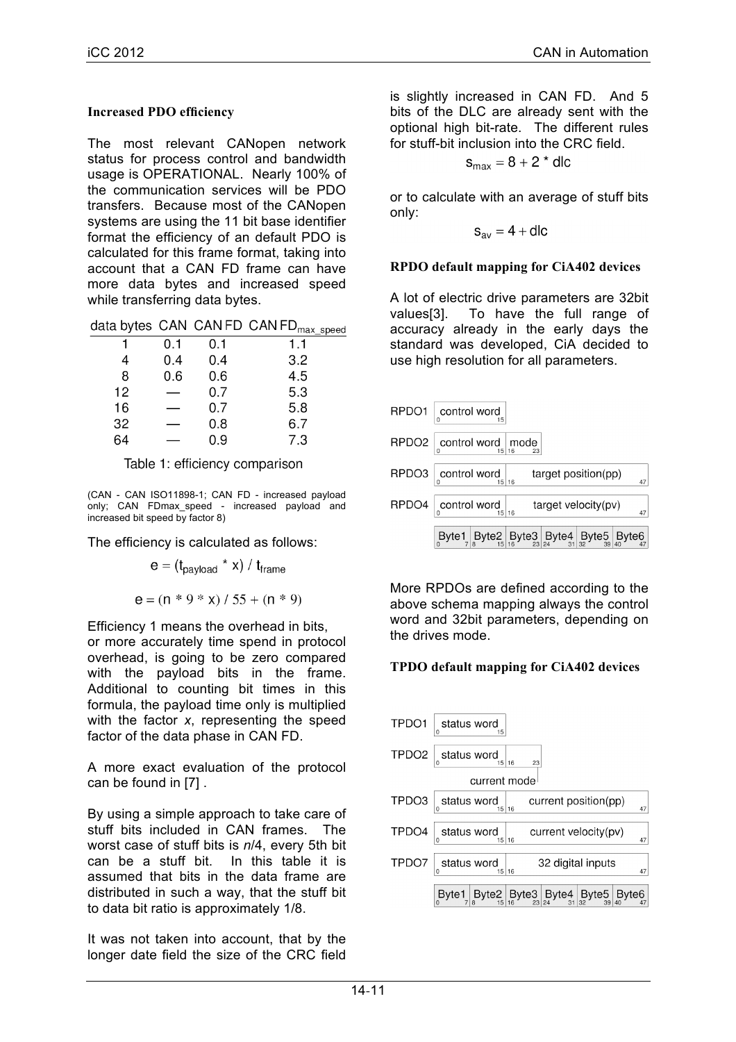### Increased PDO efficiency

The most relevant CANopen network status for process control and bandwidth usage is OPERATIONAL. Nearly 100% of the communication services will be PDO transfers. Because most of the CANopen systems are using the 11 bit base identifier format the efficiency of an default PDO is calculated for this frame format, taking into account that a CAN FD frame can have more data bytes and increased speed while transferring data bytes.

| data bytes | CAN | CAN FD | CAN FD$_{max\_speed}$ |
|---|---|---|---|
| 1 | 0.1 | 0.1 | 1.1 |
| 4 | 0.4 | 0.4 | 3.2 |
| 8 | 0.6 | 0.6 | 4.5 |
| 12 | — | 0.7 | 5.3 |
| 16 | — | 0.7 | 5.8 |
| 32 | — | 0.8 | 6.7 |
| 64 | — | 0.9 | 7.3 |

Table 1: efficiency comparison

(CAN - CAN ISO11898-1; CAN FD - increased payload only; CAN FDmax_speed - increased payload and increased bit speed by factor 8)

The efficiency is calculated as follows:

$$e = (t_{payload} * x) / t_{frame}$$

$$e = (n * 9 * x) / 55 + (n * 9)$$

Efficiency 1 means the overhead in bits, or more accurately time spend in protocol overhead, is going to be zero compared with the payload bits in the frame. Additional to counting bit times in this formula, the payload time only is multiplied with the factor *x*, representing the speed factor of the data phase in CAN FD.

A more exact evaluation of the protocol can be found in [7] .

By using a simple approach to take care of stuff bits included in CAN frames. The worst case of stuff bits is *n*/4, every 5th bit can be a stuff bit. In this table it is assumed that bits in the data frame are distributed in such a way, that the stuff bit to data bit ratio is approximately 1/8.

It was not taken into account, that by the longer date field the size of the CRC field is slightly increased in CAN FD. And 5 bits of the DLC are already sent with the optional high bit-rate. The different rules for stuff-bit inclusion into the CRC field.

$$s_{max} = 8 + 2 * dlc$$

or to calculate with an average of stuff bits only:

$$s_{av} = 4 + dlc$$

### RPDO default mapping for CiA402 devices

A lot of electric drive parameters are 32bit values[3]. To have the full range of accuracy already in the early days the standard was developed, CiA decided to use high resolution for all parameters.

| | Bits 0–15 | Bits 16–23 | Bits 16–47 |
|---|---|---|---|
| RPDO1 | control word | | |
| RPDO2 | control word | mode | |
| RPDO3 | control word | | target position(pp) |
| RPDO4 | control word | | target velocity(pv) |

Byte1 (0–7) | Byte2 (8–15) | Byte3 (16–23) | Byte4 (24–31) | Byte5 (32–39) | Byte6 (40–47)

More RPDOs are defined according to the above schema mapping always the control word and 32bit parameters, depending on the drives mode.

### TPDO default mapping for CiA402 devices

| | Bits 0–15 | Bits 16–23 | Bits 16–47 |
|---|---|---|---|
| TPDO1 | status word | | |
| TPDO2 | status word | current mode | |
| TPDO3 | status word | | current position(pp) |
| TPDO4 | status word | | current velocity(pv) |
| TPDO7 | status word | | 32 digital inputs |

Byte1 (0–7) | Byte2 (8–15) | Byte3 (16–23) | Byte4 (24–31) | Byte5 (32–39) | Byte6 (40–47)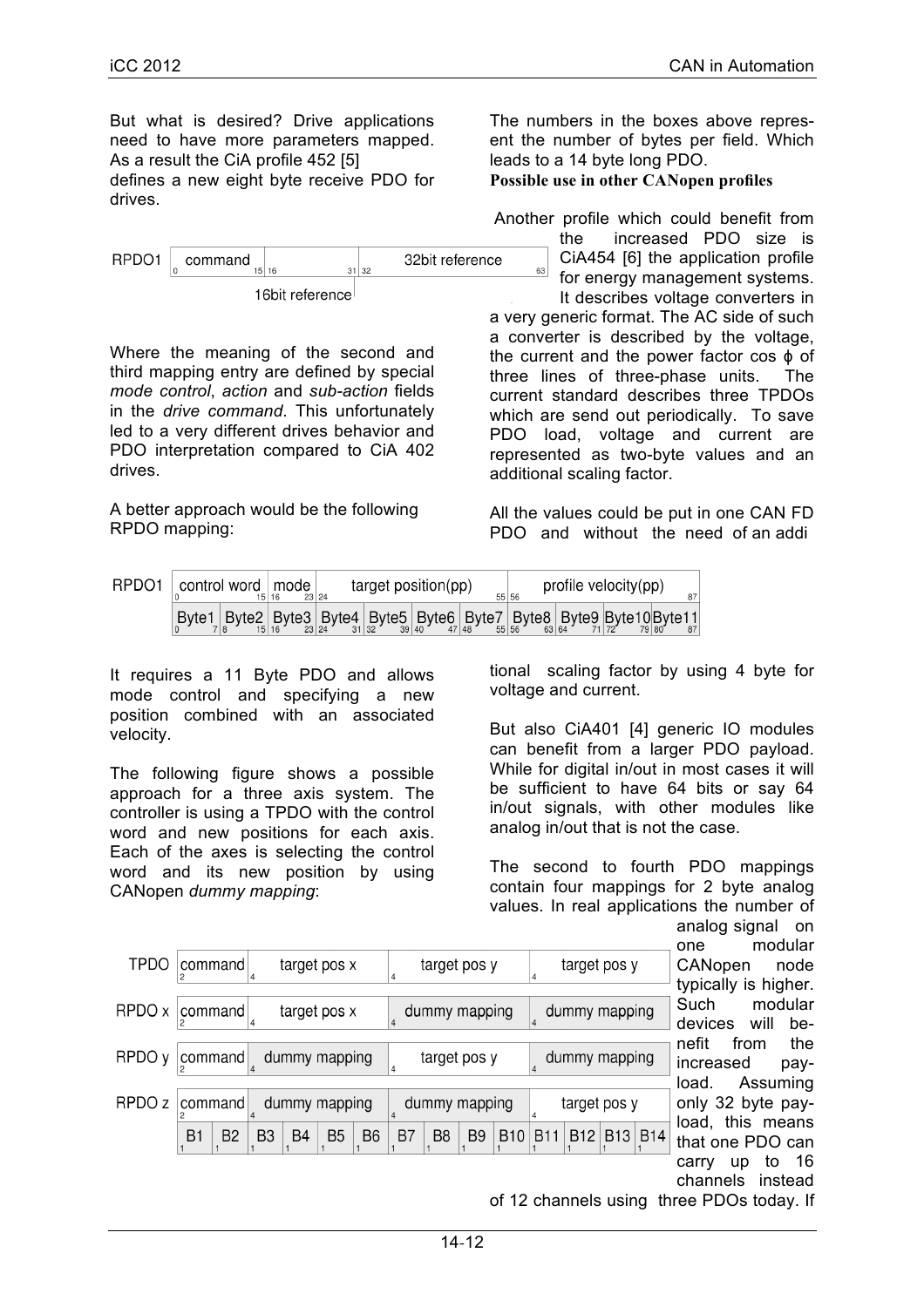But what is desired? Drive applications need to have more parameters mapped. As a result the CiA profile 452 [5] defines a new eight byte receive PDO for drives.

| RPDO1 | command (0–15) | 16bit reference (16–31) | 32bit reference (32–63) |
|---|---|---|---|

Where the meaning of the second and third mapping entry are defined by special *mode control*, *action* and *sub-action* fields in the *drive command*. This unfortunately led to a very different drives behavior and PDO interpretation compared to CiA 402 drives.

A better approach would be the following RPDO mapping:

| RPDO1 | control word (0–15) | | mode (16–23) | target position(pp) (24–55) | | | | profile velocity(pp) (56–87) | | | |
|---|---|---|---|---|---|---|---|---|---|---|---|
| | Byte1 (0–7) | Byte2 (8–15) | Byte3 (16–23) | Byte4 (24–31) | Byte5 (32–39) | Byte6 (40–47) | Byte7 (48–55) | Byte8 (56–63) | Byte9 (64–71) | Byte10 (72–79) | Byte11 (80–87) |

It requires a 11 Byte PDO and allows mode control and specifying a new position combined with an associated velocity.

The following figure shows a possible approach for a three axis system. The controller is using a TPDO with the control word and new positions for each axis. Each of the axes is selecting the control word and its new position by using CANopen *dummy mapping*:

| | | | | |
|---|---|---|---|---|
| TPDO | command (2) | target pos x (4) | target pos y (4) | target pos y (4) |
| RPDO x | command (2) | target pos x (4) | dummy mapping (4) | dummy mapping (4) |
| RPDO y | command (2) | dummy mapping (4) | target pos y (4) | dummy mapping (4) |
| RPDO z | command (2) | dummy mapping (4) | dummy mapping (4) | target pos y (4) |
| | B1 B2 | B3 B4 B5 B6 | B7 B8 B9 B10 | B11 B12 B13 B14 |

The numbers in the boxes above represent the number of bytes per field. Which leads to a 14 byte long PDO.

**Possible use in other CANopen profiles**

Another profile which could benefit from the increased PDO size is CiA454 [6] the application profile for energy management systems. It describes voltage converters in a very generic format. The AC side of such a converter is described by the voltage, the current and the power factor cos ϕ of three lines of three-phase units. The current standard describes three TPDOs which are send out periodically. To save PDO load, voltage and current are represented as two-byte values and an additional scaling factor.

All the values could be put in one CAN FD PDO and without the need of an additional scaling factor by using 4 byte for voltage and current.

But also CiA401 [4] generic IO modules can benefit from a larger PDO payload. While for digital in/out in most cases it will be sufficient to have 64 bits or say 64 in/out signals, with other modules like analog in/out that is not the case.

The second to fourth PDO mappings contain four mappings for 2 byte analog values. In real applications the number of analog signal on one modular CANopen node typically is higher. Such modular devices will benefit from the increased payload. Assuming only 32 byte payload, this means that one PDO can carry up to 16 channels instead of 12 channels using three PDOs today. If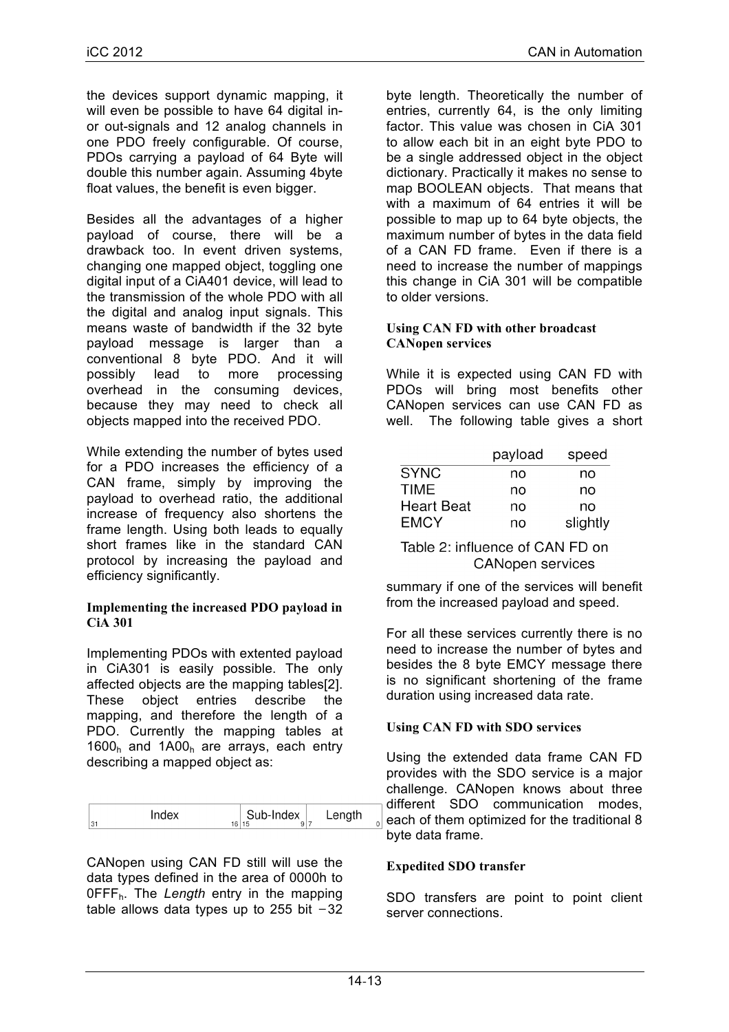the devices support dynamic mapping, it will even be possible to have 64 digital in- or out-signals and 12 analog channels in one PDO freely configurable. Of course, PDOs carrying a payload of 64 Byte will double this number again. Assuming 4byte float values, the benefit is even bigger.

Besides all the advantages of a higher payload of course, there will be a drawback too. In event driven systems, changing one mapped object, toggling one digital input of a CiA401 device, will lead to the transmission of the whole PDO with all the digital and analog input signals. This means waste of bandwidth if the 32 byte payload message is larger than a conventional 8 byte PDO. And it will possibly lead to more processing overhead in the consuming devices, because they may need to check all objects mapped into the received PDO.

While extending the number of bytes used for a PDO increases the efficiency of a CAN frame, simply by improving the payload to overhead ratio, the additional increase of frequency also shortens the frame length. Using both leads to equally short frames like in the standard CAN protocol by increasing the payload and efficiency significantly.

### Implementing the increased PDO payload in CiA 301

Implementing PDOs with extented payload in CiA301 is easily possible. The only affected objects are the mapping tables[2]. These object entries describe the mapping, and therefore the length of a PDO. Currently the mapping tables at $1600_h$ and $1A00_h$ are arrays, each entry describing a mapped object as:

| Index (31–16) | Sub-Index (15–9) | Length (7–0) |
|---|---|---|

CANopen using CAN FD still will use the data types defined in the area of 0000h to $0FFF_h$. The *Length* entry in the mapping table allows data types up to 255 bit −32 byte length. Theoretically the number of entries, currently 64, is the only limiting factor. This value was chosen in CiA 301 to allow each bit in an eight byte PDO to be a single addressed object in the object dictionary. Practically it makes no sense to map BOOLEAN objects. That means that with a maximum of 64 entries it will be possible to map up to 64 byte objects, the maximum number of bytes in the data field of a CAN FD frame. Even if there is a need to increase the number of mappings this change in CiA 301 will be compatible to older versions.

### Using CAN FD with other broadcast CANopen services

While it is expected using CAN FD with PDOs will bring most benefits other CANopen services can use CAN FD as well. The following table gives a short summary if one of the services will benefit from the increased payload and speed.

| | payload | speed |
|---|---|---|
| SYNC | no | no |
| TIME | no | no |
| Heart Beat | no | no |
| EMCY | no | slightly |

Table 2: influence of CAN FD on CANopen services

For all these services currently there is no need to increase the number of bytes and besides the 8 byte EMCY message there is no significant shortening of the frame duration using increased data rate.

### Using CAN FD with SDO services

Using the extended data frame CAN FD provides with the SDO service is a major challenge. CANopen knows about three different SDO communication modes, each of them optimized for the traditional 8 byte data frame.

### Expedited SDO transfer

SDO transfers are point to point client server connections.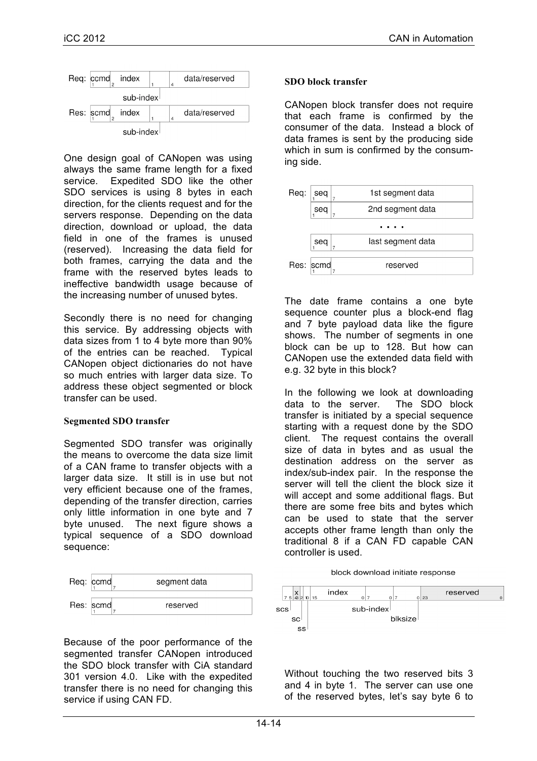Req: ccmd | index | sub-index | data/reserved

Res: scmd | index | sub-index | data/reserved

One design goal of CANopen was using always the same frame length for a fixed service. Expedited SDO like the other SDO services is using 8 bytes in each direction, for the clients request and for the servers response. Depending on the data direction, download or upload, the data field in one of the frames is unused (reserved). Increasing the data field for both frames, carrying the data and the frame with the reserved bytes leads to ineffective bandwidth usage because of the increasing number of unused bytes.

Secondly there is no need for changing this service. By addressing objects with data sizes from 1 to 4 byte more than 90% of the entries can be reached. Typical CANopen object dictionaries do not have so much entries with larger data size. To address these object segmented or block transfer can be used.

### Segmented SDO transfer

Segmented SDO transfer was originally the means to overcome the data size limit of a CAN frame to transfer objects with a larger data size. It still is in use but not very efficient because one of the frames, depending of the transfer direction, carries only little information in one byte and 7 byte unused. The next figure shows a typical sequence of a SDO download sequence:

Req: ccmd | segment data

Res: scmd | reserved

Because of the poor performance of the segmented transfer CANopen introduced the SDO block transfer with CiA standard 301 version 4.0. Like with the expedited transfer there is no need for changing this service if using CAN FD.

### SDO block transfer

CANopen block transfer does not require that each frame is confirmed by the consumer of the data. Instead a block of data frames is sent by the producing side which in sum is confirmed by the consuming side.

Req: seq | 1st segment data

seq | 2nd segment data

. . . .

seq | last segment data

Res: scmd | reserved

The date frame contains a one byte sequence counter plus a block-end flag and 7 byte payload data like the figure shows. The number of segments in one block can be up to 128. But how can CANopen use the extended data field with e.g. 32 byte in this block?

In the following we look at downloading data to the server. The SDO block transfer is initiated by a special sequence starting with a request done by the SDO client. The request contains the overall size of data in bytes and as usual the destination address on the server as index/sub-index pair. In the response the server will tell the client the block size it will accept and some additional flags. But there are some free bits and bytes which can be used to state that the server accepts other frame length than only the traditional 8 if a CAN FD capable CAN controller is used.

block download initiate response

scs | x | sc | ss | index | sub-index | blksize | reserved

Without touching the two reserved bits 3 and 4 in byte 1. The server can use one of the reserved bytes, let's say byte 6 to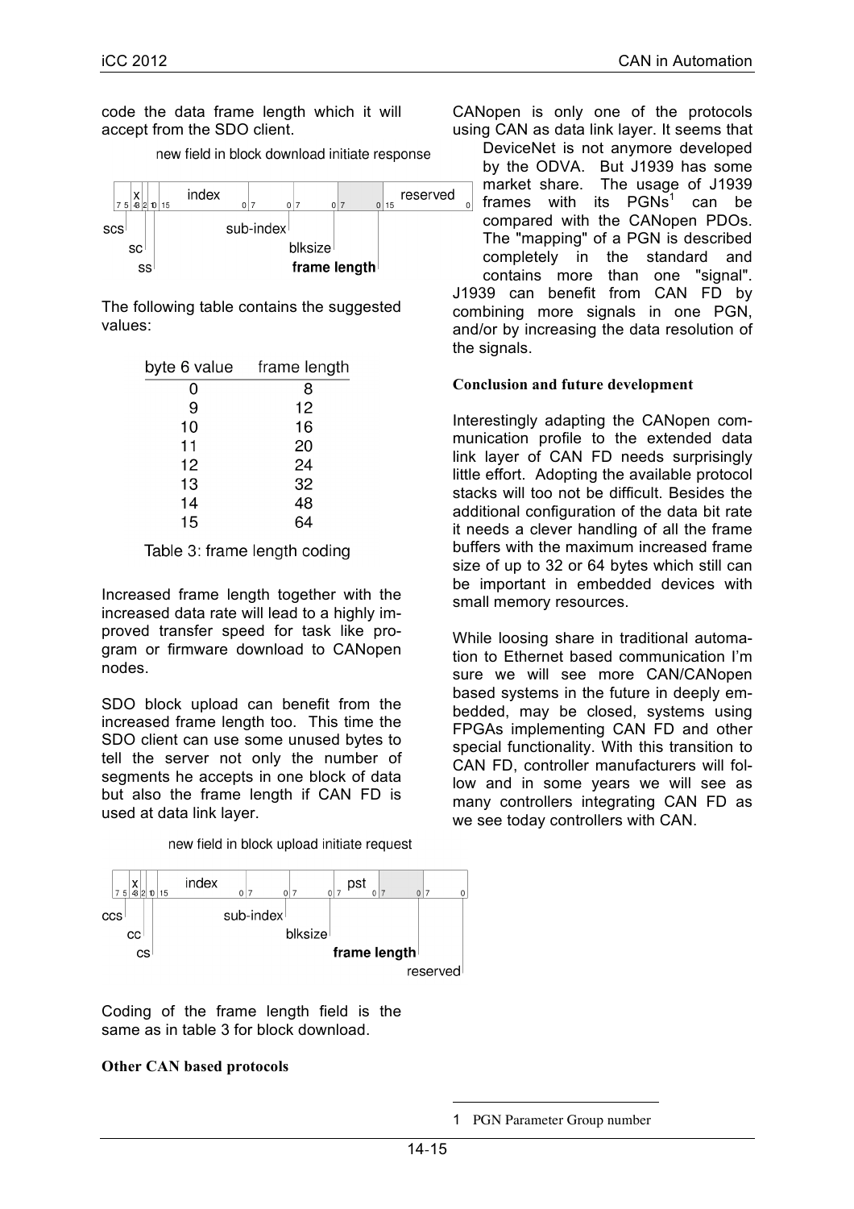code the data frame length which it will accept from the SDO client.

new field in block download initiate response

| 7 5 | x 4 3 | 2 | 1 0 | index 15 0 | 7 0 | 7 0 | 7 0 | reserved 15 0 |
|---|---|---|---|---|---|---|---|---|
| scs | | sc | ss | | sub-index | blksize | **frame length** | |

The following table contains the suggested values:

| byte 6 value | frame length |
|---|---|
| 0 | 8 |
| 9 | 12 |
| 10 | 16 |
| 11 | 20 |
| 12 | 24 |
| 13 | 32 |
| 14 | 48 |
| 15 | 64 |

Table 3: frame length coding

Increased frame length together with the increased data rate will lead to a highly improved transfer speed for task like program or firmware download to CANopen nodes.

SDO block upload can benefit from the increased frame length too. This time the SDO client can use some unused bytes to tell the server not only the number of segments he accepts in one block of data but also the frame length if CAN FD is used at data link layer.

new field in block upload initiate request

| 7 5 | x 4 3 | 2 | 1 0 | index 15 0 | 7 0 | 7 0 | pst 7 0 | 7 0 | 7 0 |
|---|---|---|---|---|---|---|---|---|---|
| ccs | | cc | cs | | sub-index | blksize | | **frame length** | reserved |

Coding of the frame length field is the same as in table 3 for block download.

**Other CAN based protocols**

CANopen is only one of the protocols using CAN as data link layer. It seems that DeviceNet is not anymore developed by the ODVA. But J1939 has some market share. The usage of J1939 frames with its PGNs[1] can be compared with the CANopen PDOs. The "mapping" of a PGN is described completely in the standard and contains more than one "signal". J1939 can benefit from CAN FD by combining more signals in one PGN, and/or by increasing the data resolution of the signals.

**Conclusion and future development**

Interestingly adapting the CANopen communication profile to the extended data link layer of CAN FD needs surprisingly little effort. Adopting the available protocol stacks will too not be difficult. Besides the additional configuration of the data bit rate it needs a clever handling of all the frame buffers with the maximum increased frame size of up to 32 or 64 bytes which still can be important in embedded devices with small memory resources.

While loosing share in traditional automation to Ethernet based communication I'm sure we will see more CAN/CANopen based systems in the future in deeply embedded, may be closed, systems using FPGAs implementing CAN FD and other special functionality. With this transition to CAN FD, controller manufacturers will follow and in some years we will see as many controllers integrating CAN FD as we see today controllers with CAN.

---

1 PGN Parameter Group number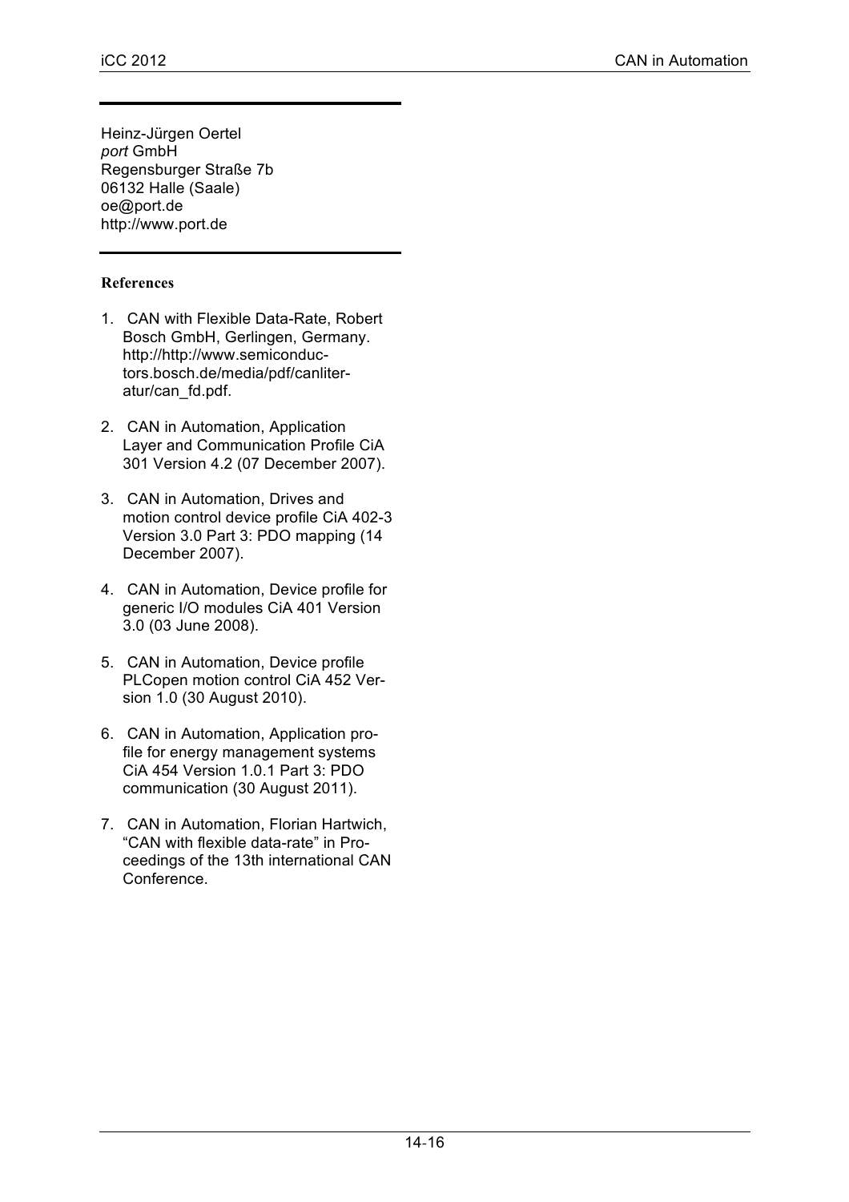Heinz-Jürgen Oertel  
*port* GmbH  
Regensburger Straße 7b  
06132 Halle (Saale)  
oe@port.de  
http://www.port.de

**References**

1. CAN with Flexible Data-Rate, Robert Bosch GmbH, Gerlingen, Germany. http://http://www.semiconductors.bosch.de/media/pdf/canliteratur/can_fd.pdf.
2. CAN in Automation, Application Layer and Communication Profile CiA 301 Version 4.2 (07 December 2007).
3. CAN in Automation, Drives and motion control device profile CiA 402-3 Version 3.0 Part 3: PDO mapping (14 December 2007).
4. CAN in Automation, Device profile for generic I/O modules CiA 401 Version 3.0 (03 June 2008).
5. CAN in Automation, Device profile PLCopen motion control CiA 452 Version 1.0 (30 August 2010).
6. CAN in Automation, Application profile for energy management systems CiA 454 Version 1.0.1 Part 3: PDO communication (30 August 2011).
7. CAN in Automation, Florian Hartwich, “CAN with flexible data-rate” in Proceedings of the 13th international CAN Conference.